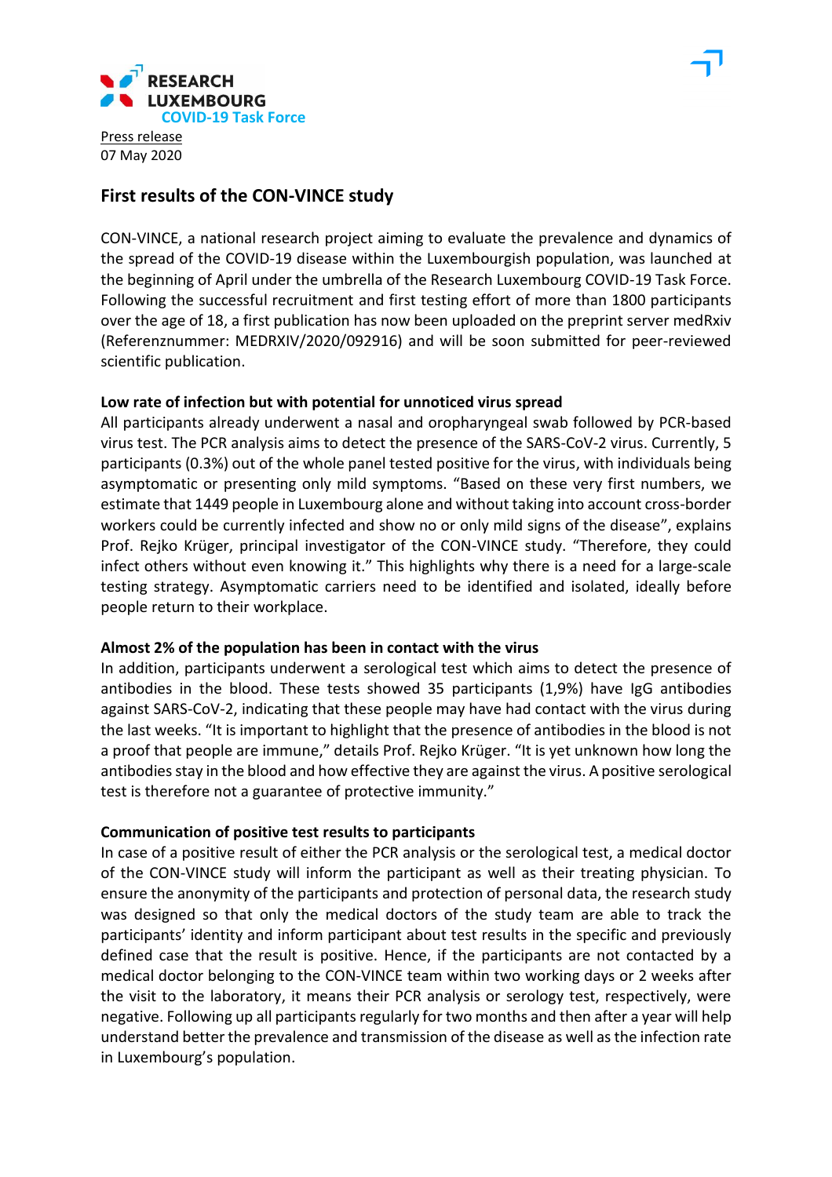RESEARCH LUXEMBOURG
COVID-19 Task Force

Press release
07 May 2020

# First results of the CON-VINCE study

CON-VINCE, a national research project aiming to evaluate the prevalence and dynamics of the spread of the COVID-19 disease within the Luxembourgish population, was launched at the beginning of April under the umbrella of the Research Luxembourg COVID-19 Task Force. Following the successful recruitment and first testing effort of more than 1800 participants over the age of 18, a first publication has now been uploaded on the preprint server medRxiv (Referenznummer: MEDRXIV/2020/092916) and will be soon submitted for peer-reviewed scientific publication.

**Low rate of infection but with potential for unnoticed virus spread**

All participants already underwent a nasal and oropharyngeal swab followed by PCR-based virus test. The PCR analysis aims to detect the presence of the SARS-CoV-2 virus. Currently, 5 participants (0.3%) out of the whole panel tested positive for the virus, with individuals being asymptomatic or presenting only mild symptoms. "Based on these very first numbers, we estimate that 1449 people in Luxembourg alone and without taking into account cross-border workers could be currently infected and show no or only mild signs of the disease", explains Prof. Rejko Krüger, principal investigator of the CON-VINCE study. "Therefore, they could infect others without even knowing it." This highlights why there is a need for a large-scale testing strategy. Asymptomatic carriers need to be identified and isolated, ideally before people return to their workplace.

**Almost 2% of the population has been in contact with the virus**

In addition, participants underwent a serological test which aims to detect the presence of antibodies in the blood. These tests showed 35 participants (1,9%) have IgG antibodies against SARS-CoV-2, indicating that these people may have had contact with the virus during the last weeks. "It is important to highlight that the presence of antibodies in the blood is not a proof that people are immune," details Prof. Rejko Krüger. "It is yet unknown how long the antibodies stay in the blood and how effective they are against the virus. A positive serological test is therefore not a guarantee of protective immunity."

**Communication of positive test results to participants**

In case of a positive result of either the PCR analysis or the serological test, a medical doctor of the CON-VINCE study will inform the participant as well as their treating physician. To ensure the anonymity of the participants and protection of personal data, the research study was designed so that only the medical doctors of the study team are able to track the participants' identity and inform participant about test results in the specific and previously defined case that the result is positive. Hence, if the participants are not contacted by a medical doctor belonging to the CON-VINCE team within two working days or 2 weeks after the visit to the laboratory, it means their PCR analysis or serology test, respectively, were negative. Following up all participants regularly for two months and then after a year will help understand better the prevalence and transmission of the disease as well as the infection rate in Luxembourg's population.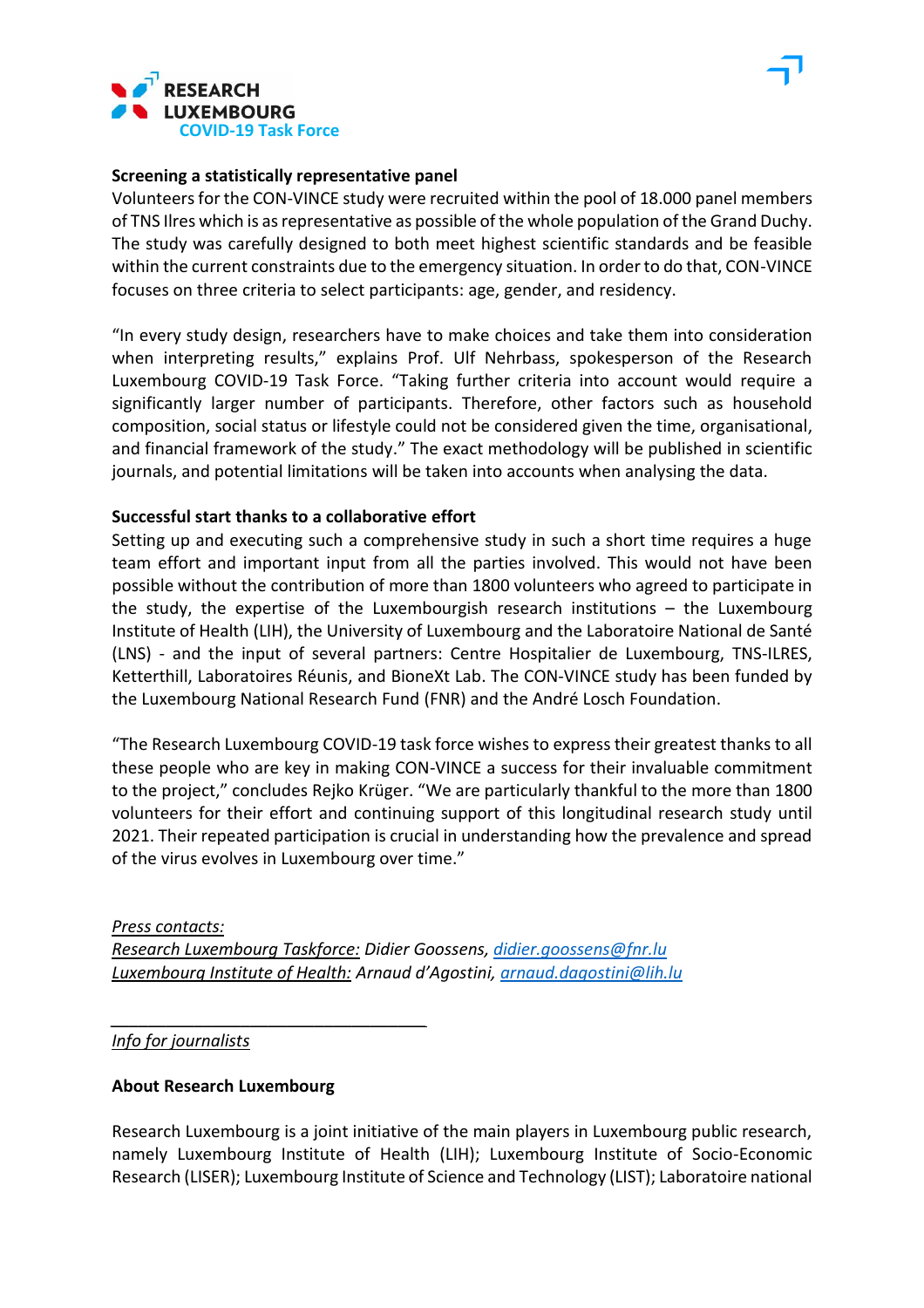**Screening a statistically representative panel**

Volunteers for the CON-VINCE study were recruited within the pool of 18.000 panel members of TNS Ilres which is as representative as possible of the whole population of the Grand Duchy. The study was carefully designed to both meet highest scientific standards and be feasible within the current constraints due to the emergency situation. In order to do that, CON-VINCE focuses on three criteria to select participants: age, gender, and residency.

"In every study design, researchers have to make choices and take them into consideration when interpreting results," explains Prof. Ulf Nehrbass, spokesperson of the Research Luxembourg COVID-19 Task Force. "Taking further criteria into account would require a significantly larger number of participants. Therefore, other factors such as household composition, social status or lifestyle could not be considered given the time, organisational, and financial framework of the study." The exact methodology will be published in scientific journals, and potential limitations will be taken into accounts when analysing the data.

**Successful start thanks to a collaborative effort**

Setting up and executing such a comprehensive study in such a short time requires a huge team effort and important input from all the parties involved. This would not have been possible without the contribution of more than 1800 volunteers who agreed to participate in the study, the expertise of the Luxembourgish research institutions – the Luxembourg Institute of Health (LIH), the University of Luxembourg and the Laboratoire National de Santé (LNS) - and the input of several partners: Centre Hospitalier de Luxembourg, TNS-ILRES, Ketterthill, Laboratoires Réunis, and BioneXt Lab. The CON-VINCE study has been funded by the Luxembourg National Research Fund (FNR) and the André Losch Foundation.

"The Research Luxembourg COVID-19 task force wishes to express their greatest thanks to all these people who are key in making CON-VINCE a success for their invaluable commitment to the project," concludes Rejko Krüger. "We are particularly thankful to the more than 1800 volunteers for their effort and continuing support of this longitudinal research study until 2021. Their repeated participation is crucial in understanding how the prevalence and spread of the virus evolves in Luxembourg over time."

*Press contacts:*
*Research Luxembourg Taskforce: Didier Goossens, didier.goossens@fnr.lu*
*Luxembourg Institute of Health: Arnaud d'Agostini, arnaud.dagostini@lih.lu*

---

*Info for journalists*

**About Research Luxembourg**

Research Luxembourg is a joint initiative of the main players in Luxembourg public research, namely Luxembourg Institute of Health (LIH); Luxembourg Institute of Socio-Economic Research (LISER); Luxembourg Institute of Science and Technology (LIST); Laboratoire national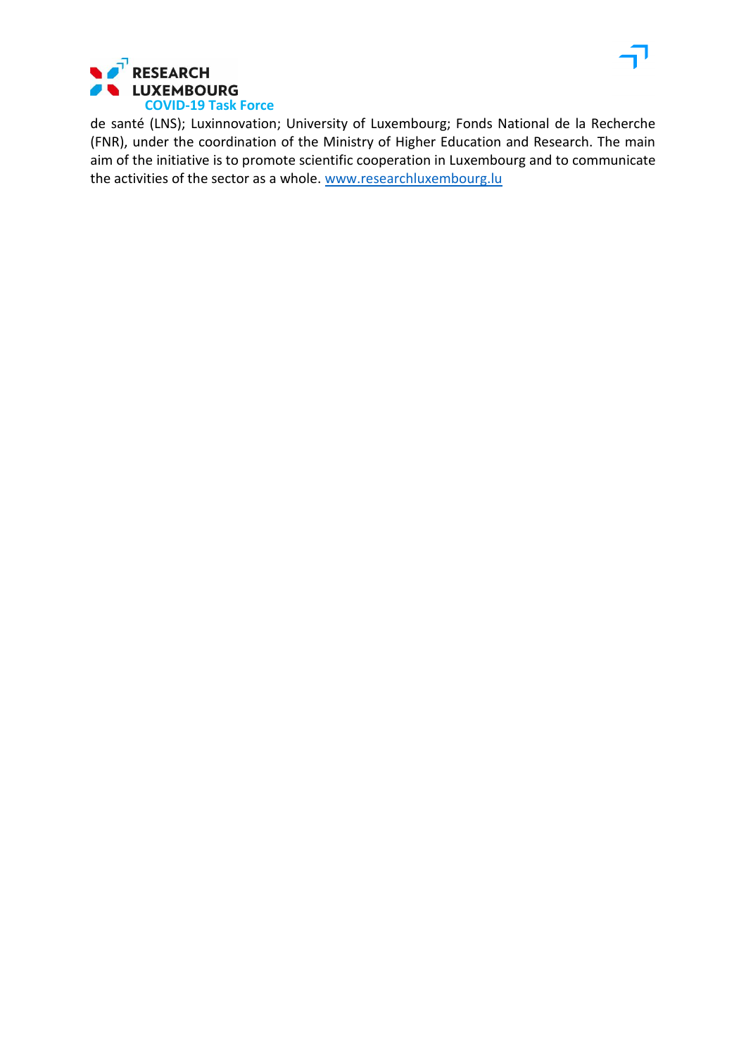de santé (LNS); Luxinnovation; University of Luxembourg; Fonds National de la Recherche (FNR), under the coordination of the Ministry of Higher Education and Research. The main aim of the initiative is to promote scientific cooperation in Luxembourg and to communicate the activities of the sector as a whole. www.researchluxembourg.lu